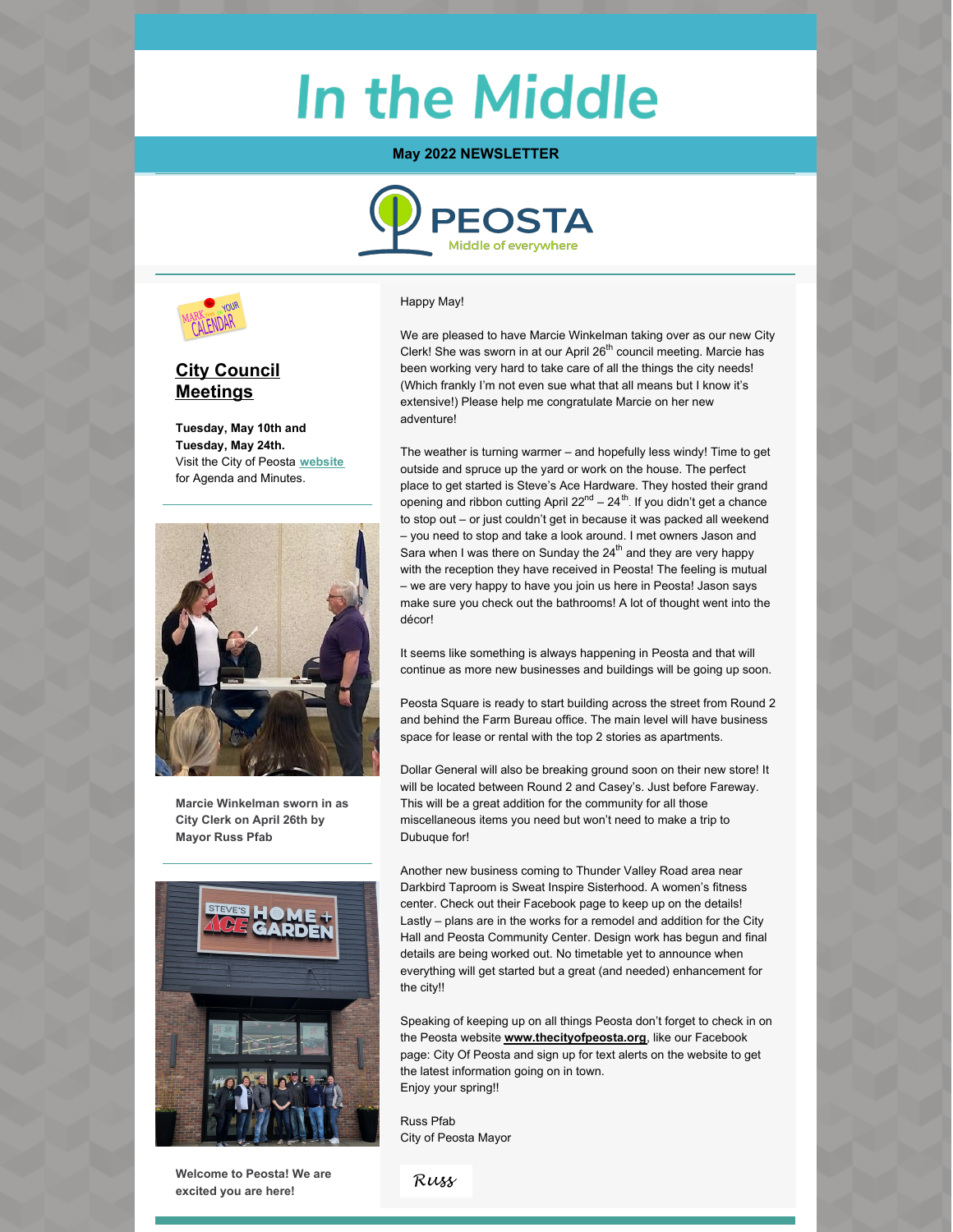# In the Middle

**May 2022 NEWSLETTER**

PEOSTA
Middle of everywhere

## City Council Meetings

**Tuesday, May 10th and Tuesday, May 24th.**
Visit the City of Peosta **website** for Agenda and Minutes.

**Marcie Winkelman sworn in as City Clerk on April 26th by Mayor Russ Pfab**

**Welcome to Peosta! We are excited you are here!**

Happy May!

We are pleased to have Marcie Winkelman taking over as our new City Clerk! She was sworn in at our April 26th council meeting. Marcie has been working very hard to take care of all the things the city needs! (Which frankly I'm not even sue what that all means but I know it's extensive!) Please help me congratulate Marcie on her new adventure!

The weather is turning warmer – and hopefully less windy! Time to get outside and spruce up the yard or work on the house. The perfect place to get started is Steve's Ace Hardware. They hosted their grand opening and ribbon cutting April 22nd – 24th. If you didn't get a chance to stop out – or just couldn't get in because it was packed all weekend – you need to stop and take a look around. I met owners Jason and Sara when I was there on Sunday the 24th and they are very happy with the reception they have received in Peosta! The feeling is mutual – we are very happy to have you join us here in Peosta! Jason says make sure you check out the bathrooms! A lot of thought went into the décor!

It seems like something is always happening in Peosta and that will continue as more new businesses and buildings will be going up soon.

Peosta Square is ready to start building across the street from Round 2 and behind the Farm Bureau office. The main level will have business space for lease or rental with the top 2 stories as apartments.

Dollar General will also be breaking ground soon on their new store! It will be located between Round 2 and Casey's. Just before Fareway. This will be a great addition for the community for all those miscellaneous items you need but won't need to make a trip to Dubuque for!

Another new business coming to Thunder Valley Road area near Darkbird Taproom is Sweat Inspire Sisterhood. A women's fitness center. Check out their Facebook page to keep up on the details!
Lastly – plans are in the works for a remodel and addition for the City Hall and Peosta Community Center. Design work has begun and final details are being worked out. No timetable yet to announce when everything will get started but a great (and needed) enhancement for the city!!

Speaking of keeping up on all things Peosta don't forget to check in on the Peosta website **www.thecityofpeosta.org**, like our Facebook page: City Of Peosta and sign up for text alerts on the website to get the latest information going on in town.
Enjoy your spring!!

Russ Pfab
City of Peosta Mayor

*Russ*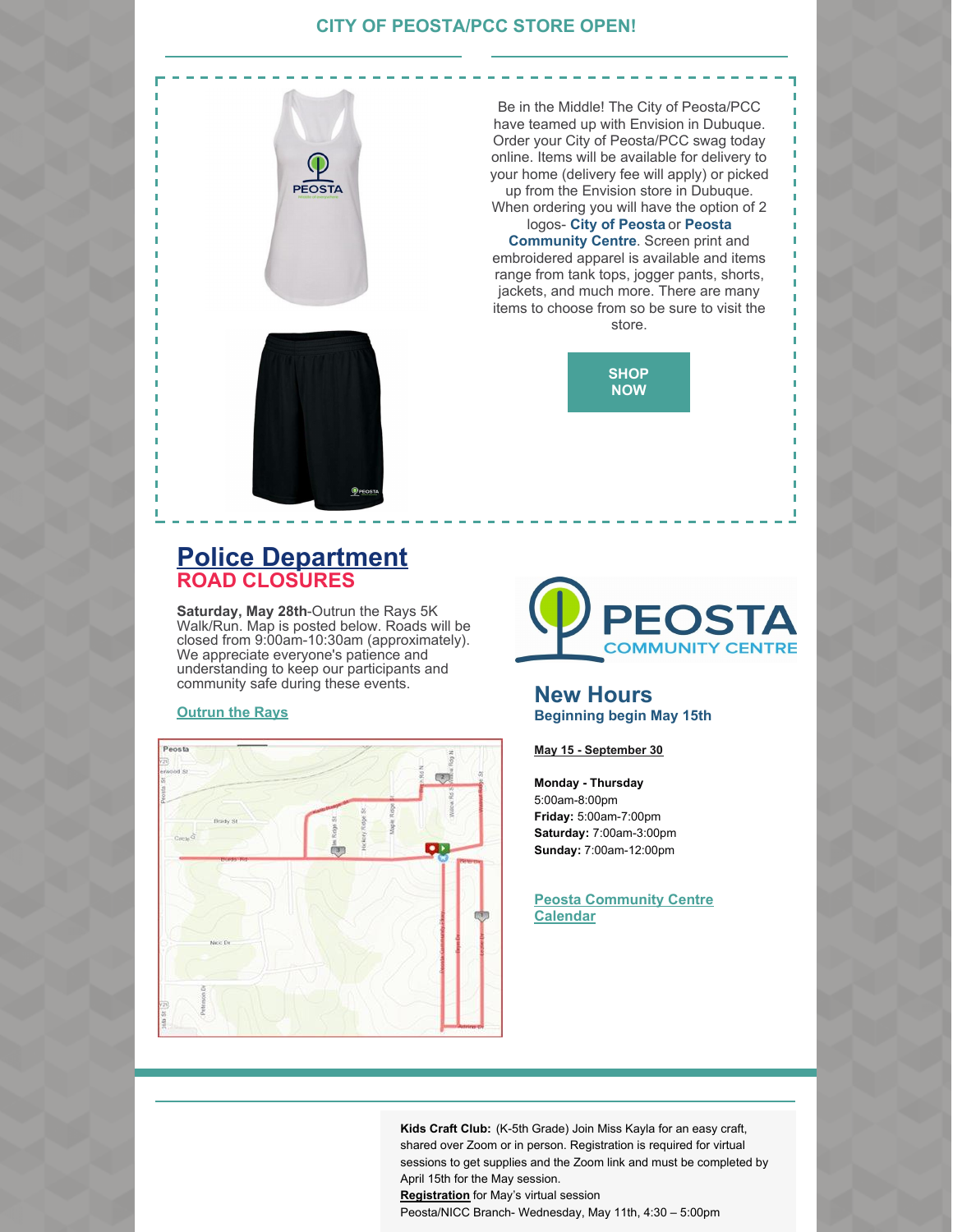## CITY OF PEOSTA/PCC STORE OPEN!

Be in the Middle! The City of Peosta/PCC have teamed up with Envision in Dubuque. Order your City of Peosta/PCC swag today online. Items will be available for delivery to your home (delivery fee will apply) or picked up from the Envision store in Dubuque. When ordering you will have the option of 2 logos- **City of Peosta** or **Peosta Community Centre**. Screen print and embroidered apparel is available and items range from tank tops, jogger pants, shorts, jackets, and much more. There are many items to choose from so be sure to visit the store.

**SHOP NOW**

## Police Department

### ROAD CLOSURES

**Saturday, May 28th**-Outrun the Rays 5K Walk/Run. Map is posted below. Roads will be closed from 9:00am-10:30am (approximately). We appreciate everyone's patience and understanding to keep our participants and community safe during these events.

**Outrun the Rays**

## New Hours

**Beginning begin May 15th**

**May 15 - September 30**

**Monday - Thursday**
5:00am-8:00pm
**Friday:** 5:00am-7:00pm
**Saturday:** 7:00am-3:00pm
**Sunday:** 7:00am-12:00pm

**Peosta Community Centre Calendar**

**Kids Craft Club:** (K-5th Grade) Join Miss Kayla for an easy craft, shared over Zoom or in person. Registration is required for virtual sessions to get supplies and the Zoom link and must be completed by April 15th for the May session.
**Registration** for May's virtual session
Peosta/NICC Branch- Wednesday, May 11th, 4:30 – 5:00pm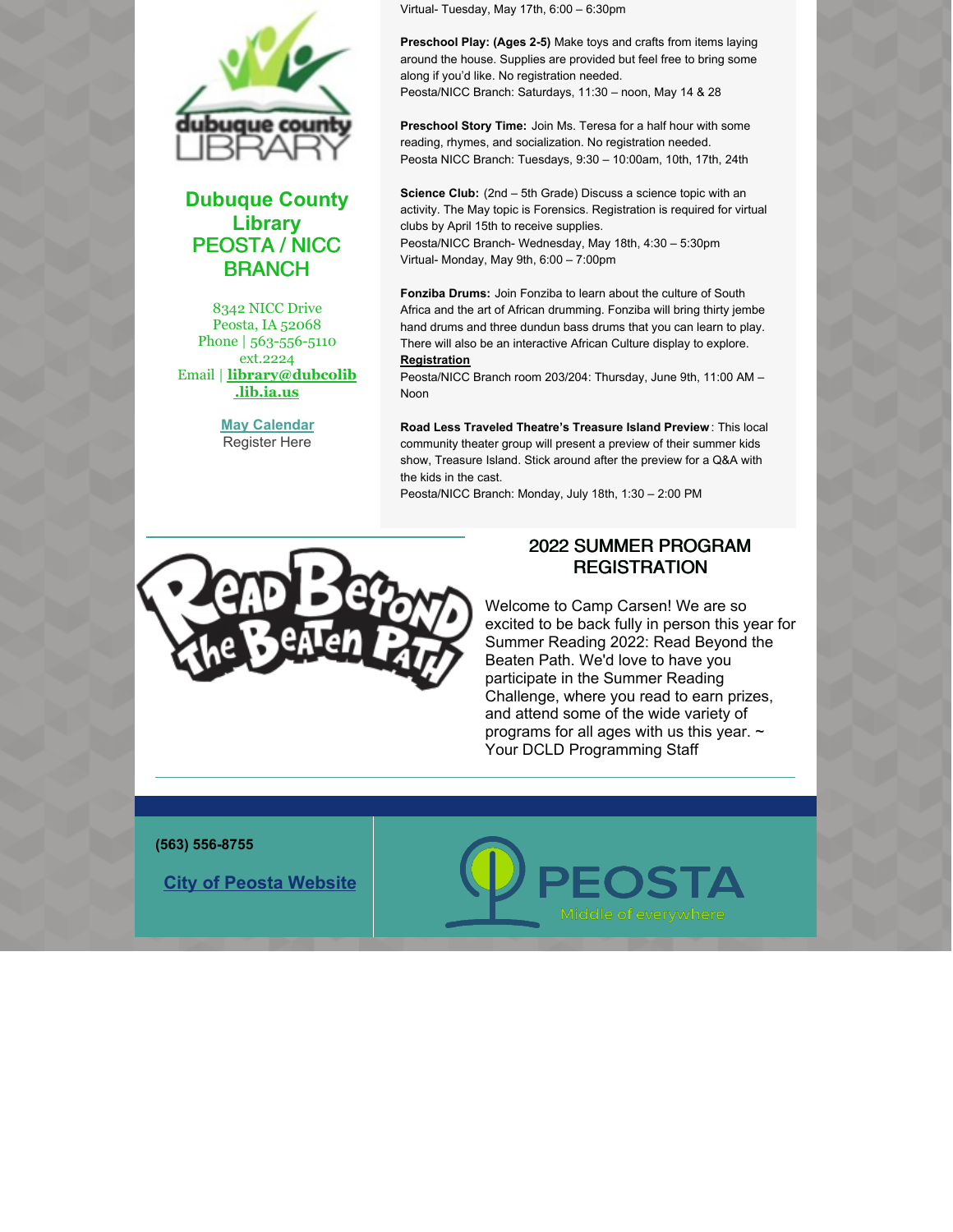Virtual- Tuesday, May 17th, 6:00 – 6:30pm

**Preschool Play: (Ages 2-5)** Make toys and crafts from items laying around the house. Supplies are provided but feel free to bring some along if you'd like. No registration needed.
Peosta/NICC Branch: Saturdays, 11:30 – noon, May 14 & 28

**Preschool Story Time:** Join Ms. Teresa for a half hour with some reading, rhymes, and socialization. No registration needed.
Peosta NICC Branch: Tuesdays, 9:30 – 10:00am, 10th, 17th, 24th

**Science Club:** (2nd – 5th Grade) Discuss a science topic with an activity. The May topic is Forensics. Registration is required for virtual clubs by April 15th to receive supplies.
Peosta/NICC Branch- Wednesday, May 18th, 4:30 – 5:30pm
Virtual- Monday, May 9th, 6:00 – 7:00pm

**Fonziba Drums:** Join Fonziba to learn about the culture of South Africa and the art of African drumming. Fonziba will bring thirty jembe hand drums and three dundun bass drums that you can learn to play. There will also be an interactive African Culture display to explore.
**Registration**
Peosta/NICC Branch room 203/204: Thursday, June 9th, 11:00 AM – Noon

**Road Less Traveled Theatre's Treasure Island Preview**: This local community theater group will present a preview of their summer kids show, Treasure Island. Stick around after the preview for a Q&A with the kids in the cast.
Peosta/NICC Branch: Monday, July 18th, 1:30 – 2:00 PM

## Dubuque County Library PEOSTA / NICC BRANCH

8342 NICC Drive
Peosta, IA 52068
Phone | 563-556-5110 ext.2224
Email | **library@dubcolib.lib.ia.us**

**May Calendar**
Register Here

## 2022 SUMMER PROGRAM REGISTRATION

Welcome to Camp Carsen! We are so excited to be back fully in person this year for Summer Reading 2022: Read Beyond the Beaten Path. We'd love to have you participate in the Summer Reading Challenge, where you read to earn prizes, and attend some of the wide variety of programs for all ages with us this year. ~ Your DCLD Programming Staff

**(563) 556-8755**

**City of Peosta Website**

PEOSTA
Middle of everywhere